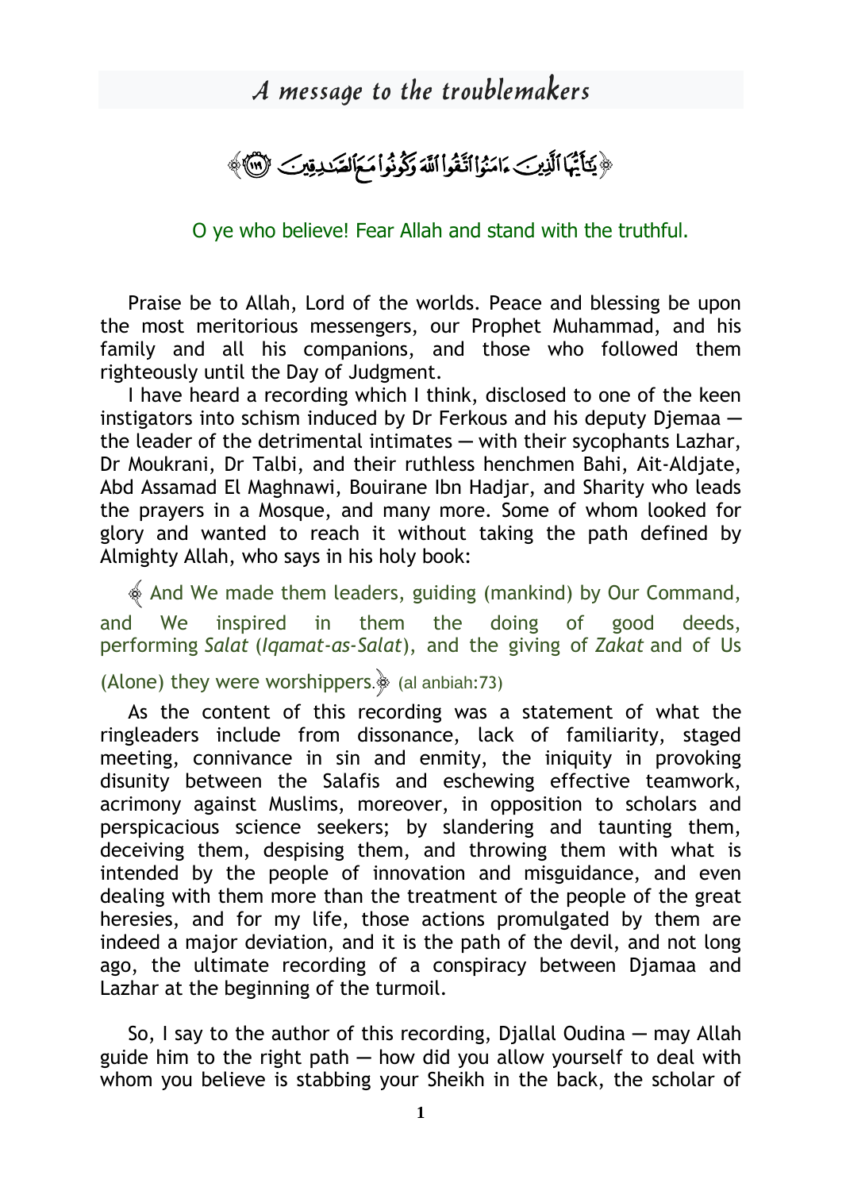# A message to the troublemakers

﴿يَٰٓأَيُّهَا ٱلَّذِينَ ءَامَنُوا ٱتَّقُوا ٱللَّهَ وَكُونُوا مَعَ ٱلصَّٰدِقِينَ ١١٩﴾

O ye who believe! Fear Allah and stand with the truthful.

Praise be to Allah, Lord of the worlds. Peace and blessing be upon the most meritorious messengers, our Prophet Muhammad, and his family and all his companions, and those who followed them righteously until the Day of Judgment.

I have heard a recording which I think, disclosed to one of the keen instigators into schism induced by Dr Ferkous and his deputy Djemaa — the leader of the detrimental intimates — with their sycophants Lazhar, Dr Moukrani, Dr Talbi, and their ruthless henchmen Bahi, Ait-Aldjate, Abd Assamad El Maghnawi, Bouirane Ibn Hadjar, and Sharity who leads the prayers in a Mosque, and many more. Some of whom looked for glory and wanted to reach it without taking the path defined by Almighty Allah, who says in his holy book:

﴿ And We made them leaders, guiding (mankind) by Our Command, and We inspired in them the doing of good deeds, performing *Salat* (*Iqamat-as-Salat*), and the giving of *Zakat* and of Us (Alone) they were worshippers.﴾ (al anbiah:73)

As the content of this recording was a statement of what the ringleaders include from dissonance, lack of familiarity, staged meeting, connivance in sin and enmity, the iniquity in provoking disunity between the Salafis and eschewing effective teamwork, acrimony against Muslims, moreover, in opposition to scholars and perspicacious science seekers; by slandering and taunting them, deceiving them, despising them, and throwing them with what is intended by the people of innovation and misguidance, and even dealing with them more than the treatment of the people of the great heresies, and for my life, those actions promulgated by them are indeed a major deviation, and it is the path of the devil, and not long ago, the ultimate recording of a conspiracy between Djamaa and Lazhar at the beginning of the turmoil.

So, I say to the author of this recording, Djallal Oudina — may Allah guide him to the right path — how did you allow yourself to deal with whom you believe is stabbing your Sheikh in the back, the scholar of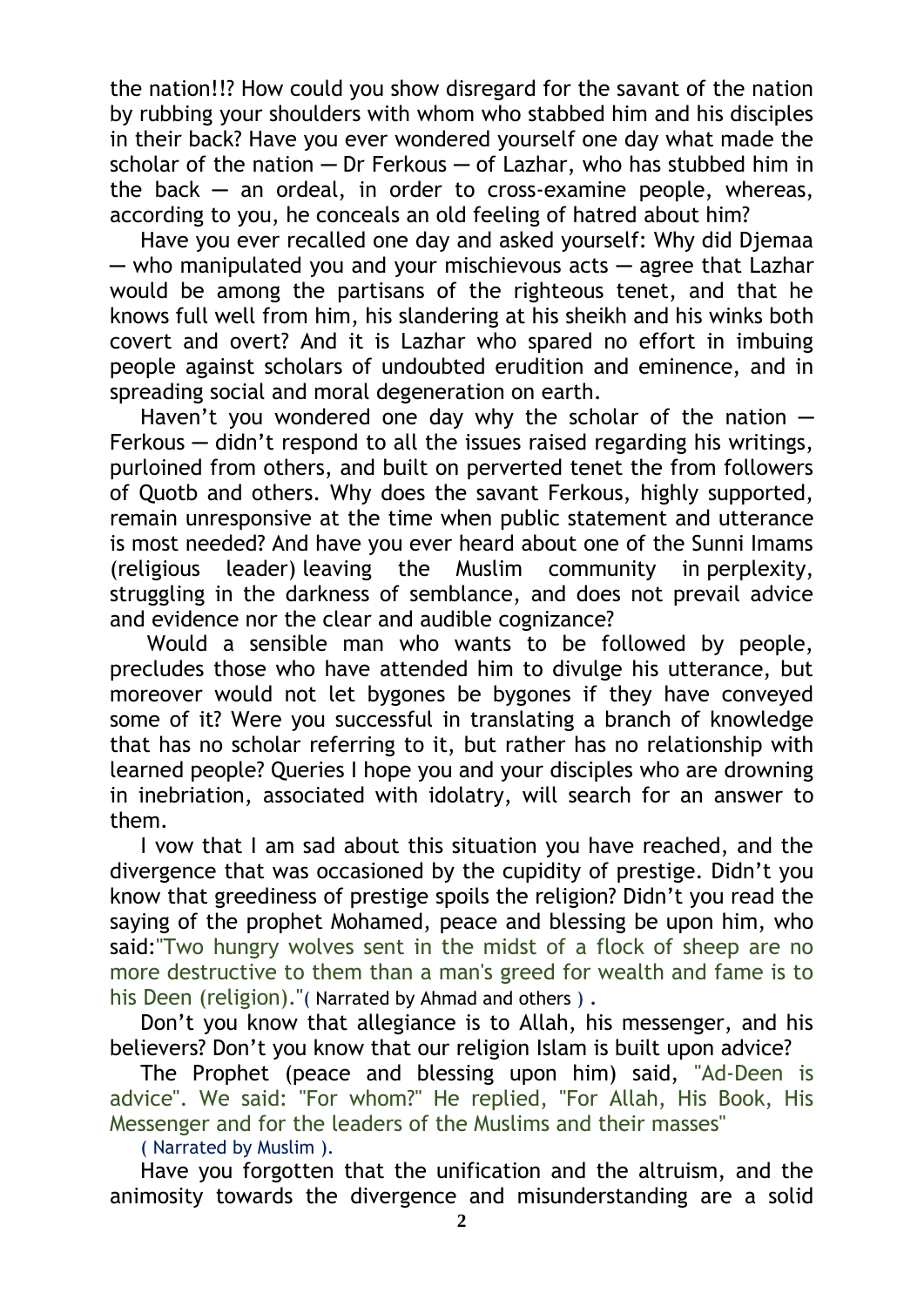the nation!!? How could you show disregard for the savant of the nation by rubbing your shoulders with whom who stabbed him and his disciples in their back? Have you ever wondered yourself one day what made the scholar of the nation — Dr Ferkous — of Lazhar, who has stubbed him in the back — an ordeal, in order to cross-examine people, whereas, according to you, he conceals an old feeling of hatred about him?

Have you ever recalled one day and asked yourself: Why did Djemaa — who manipulated you and your mischievous acts — agree that Lazhar would be among the partisans of the righteous tenet, and that he knows full well from him, his slandering at his sheikh and his winks both covert and overt? And it is Lazhar who spared no effort in imbuing people against scholars of undoubted erudition and eminence, and in spreading social and moral degeneration on earth.

Haven't you wondered one day why the scholar of the nation — Ferkous — didn't respond to all the issues raised regarding his writings, purloined from others, and built on perverted tenet the from followers of Quotb and others. Why does the savant Ferkous, highly supported, remain unresponsive at the time when public statement and utterance is most needed? And have you ever heard about one of the Sunni Imams (religious leader) leaving the Muslim community in perplexity, struggling in the darkness of semblance, and does not prevail advice and evidence nor the clear and audible cognizance?

Would a sensible man who wants to be followed by people, precludes those who have attended him to divulge his utterance, but moreover would not let bygones be bygones if they have conveyed some of it? Were you successful in translating a branch of knowledge that has no scholar referring to it, but rather has no relationship with learned people? Queries I hope you and your disciples who are drowning in inebriation, associated with idolatry, will search for an answer to them.

I vow that I am sad about this situation you have reached, and the divergence that was occasioned by the cupidity of prestige. Didn't you know that greediness of prestige spoils the religion? Didn't you read the saying of the prophet Mohamed, peace and blessing be upon him, who said:"Two hungry wolves sent in the midst of a flock of sheep are no more destructive to them than a man's greed for wealth and fame is to his Deen (religion)."( Narrated by Ahmad and others ) .

Don't you know that allegiance is to Allah, his messenger, and his believers? Don't you know that our religion Islam is built upon advice?

The Prophet (peace and blessing upon him) said, "Ad-Deen is advice". We said: "For whom?" He replied, "For Allah, His Book, His Messenger and for the leaders of the Muslims and their masses"

( Narrated by Muslim ).

Have you forgotten that the unification and the altruism, and the animosity towards the divergence and misunderstanding are a solid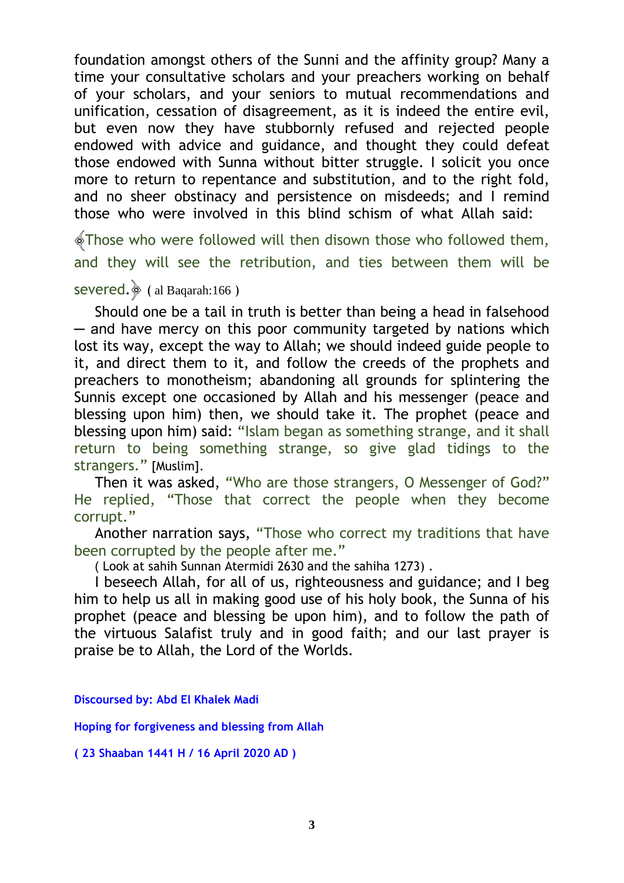foundation amongst others of the Sunni and the affinity group? Many a time your consultative scholars and your preachers working on behalf of your scholars, and your seniors to mutual recommendations and unification, cessation of disagreement, as it is indeed the entire evil, but even now they have stubbornly refused and rejected people endowed with advice and guidance, and thought they could defeat those endowed with Sunna without bitter struggle. I solicit you once more to return to repentance and substitution, and to the right fold, and no sheer obstinacy and persistence on misdeeds; and I remind those who were involved in this blind schism of what Allah said:

﴿Those who were followed will then disown those who followed them, and they will see the retribution, and ties between them will be severed.﴾ ( al Baqarah:166 )

Should one be a tail in truth is better than being a head in falsehood — and have mercy on this poor community targeted by nations which lost its way, except the way to Allah; we should indeed guide people to it, and direct them to it, and follow the creeds of the prophets and preachers to monotheism; abandoning all grounds for splintering the Sunnis except one occasioned by Allah and his messenger (peace and blessing upon him) then, we should take it. The prophet (peace and blessing upon him) said: "Islam began as something strange, and it shall return to being something strange, so give glad tidings to the strangers." [Muslim].

Then it was asked, "Who are those strangers, O Messenger of God?" He replied, "Those that correct the people when they become corrupt."

Another narration says, "Those who correct my traditions that have been corrupted by the people after me."

( Look at sahih Sunnan Atermidi 2630 and the sahiha 1273) .

I beseech Allah, for all of us, righteousness and guidance; and I beg him to help us all in making good use of his holy book, the Sunna of his prophet (peace and blessing be upon him), and to follow the path of the virtuous Salafist truly and in good faith; and our last prayer is praise be to Allah, the Lord of the Worlds.

**Discoursed by: Abd El Khalek Madi**

**Hoping for forgiveness and blessing from Allah**

**( 23 Shaaban 1441 H / 16 April 2020 AD )**